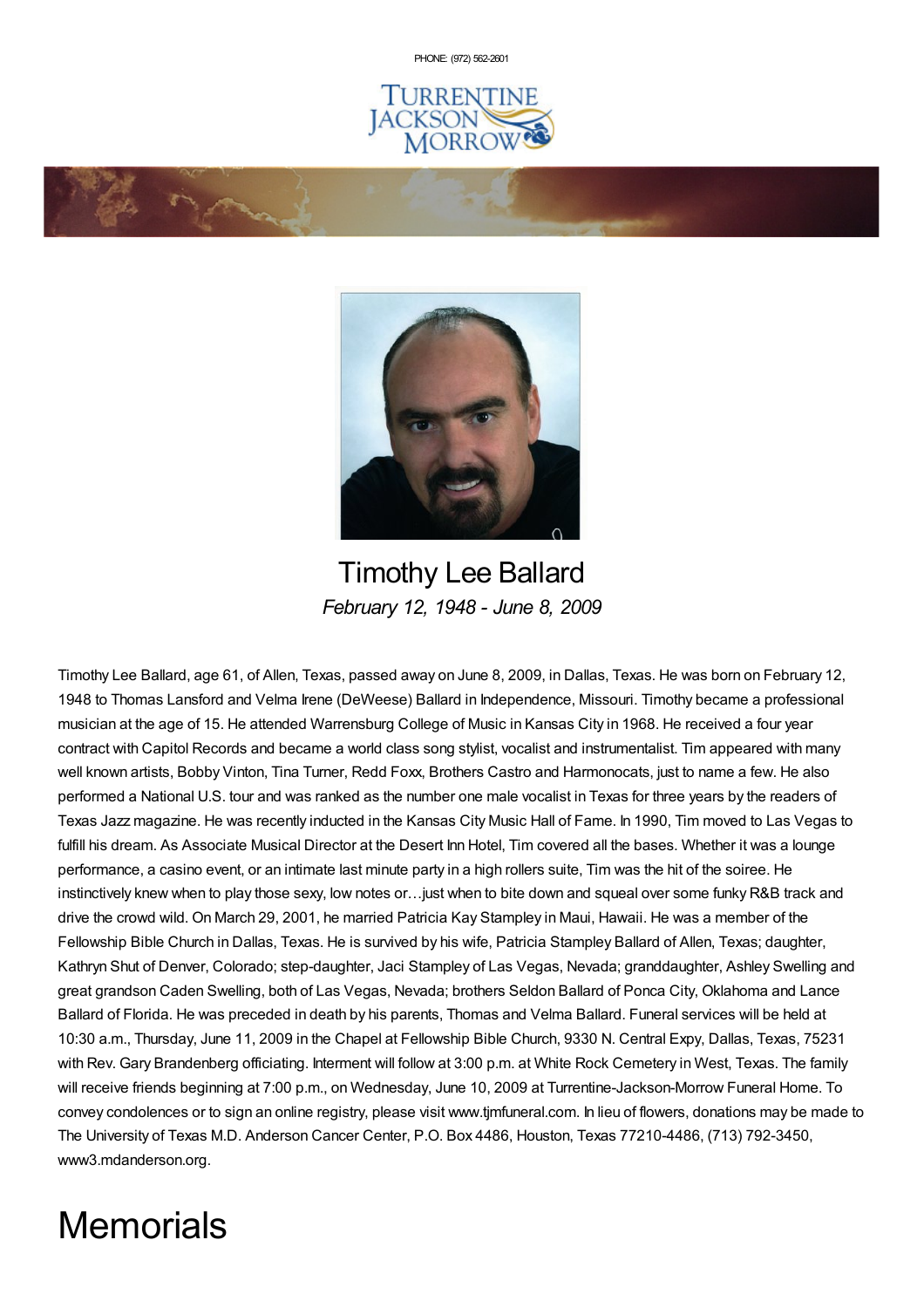PHONE: (972) 562-2601

# Timothy Lee Ballard

*February 12, 1948 - June 8, 2009*

Timothy Lee Ballard, age 61, of Allen, Texas, passed away on June 8, 2009, in Dallas, Texas. He was born on February 12, 1948 to Thomas Lansford and Velma Irene (DeWeese) Ballard in Independence, Missouri. Timothy became a professional musician at the age of 15. He attended Warrensburg College of Music in Kansas City in 1968. He received a four year contract with Capitol Records and became a world class song stylist, vocalist and instrumentalist. Tim appeared with many well known artists, Bobby Vinton, Tina Turner, Redd Foxx, Brothers Castro and Harmonocats, just to name a few. He also performed a National U.S. tour and was ranked as the number one male vocalist in Texas for three years by the readers of Texas Jazz magazine. He was recently inducted in the Kansas City Music Hall of Fame. In 1990, Tim moved to Las Vegas to fulfill his dream. As Associate Musical Director at the Desert Inn Hotel, Tim covered all the bases. Whether it was a lounge performance, a casino event, or an intimate last minute party in a high rollers suite, Tim was the hit of the soiree. He instinctively knew when to play those sexy, low notes or…just when to bite down and squeal over some funky R&B track and drive the crowd wild. On March 29, 2001, he married Patricia Kay Stampley in Maui, Hawaii. He was a member of the Fellowship Bible Church in Dallas, Texas. He is survived by his wife, Patricia Stampley Ballard of Allen, Texas; daughter, Kathryn Shut of Denver, Colorado; step-daughter, Jaci Stampley of Las Vegas, Nevada; granddaughter, Ashley Swelling and great grandson Caden Swelling, both of Las Vegas, Nevada; brothers Seldon Ballard of Ponca City, Oklahoma and Lance Ballard of Florida. He was preceded in death by his parents, Thomas and Velma Ballard. Funeral services will be held at 10:30 a.m., Thursday, June 11, 2009 in the Chapel at Fellowship Bible Church, 9330 N. Central Expy, Dallas, Texas, 75231 with Rev. Gary Brandenberg officiating. Interment will follow at 3:00 p.m. at White Rock Cemetery in West, Texas. The family will receive friends beginning at 7:00 p.m., on Wednesday, June 10, 2009 at Turrentine-Jackson-Morrow Funeral Home. To convey condolences or to sign an online registry, please visit www.tjmfuneral.com. In lieu of flowers, donations may be made to The University of Texas M.D. Anderson Cancer Center, P.O. Box 4486, Houston, Texas 77210-4486, (713) 792-3450, www3.mdanderson.org.

# Memorials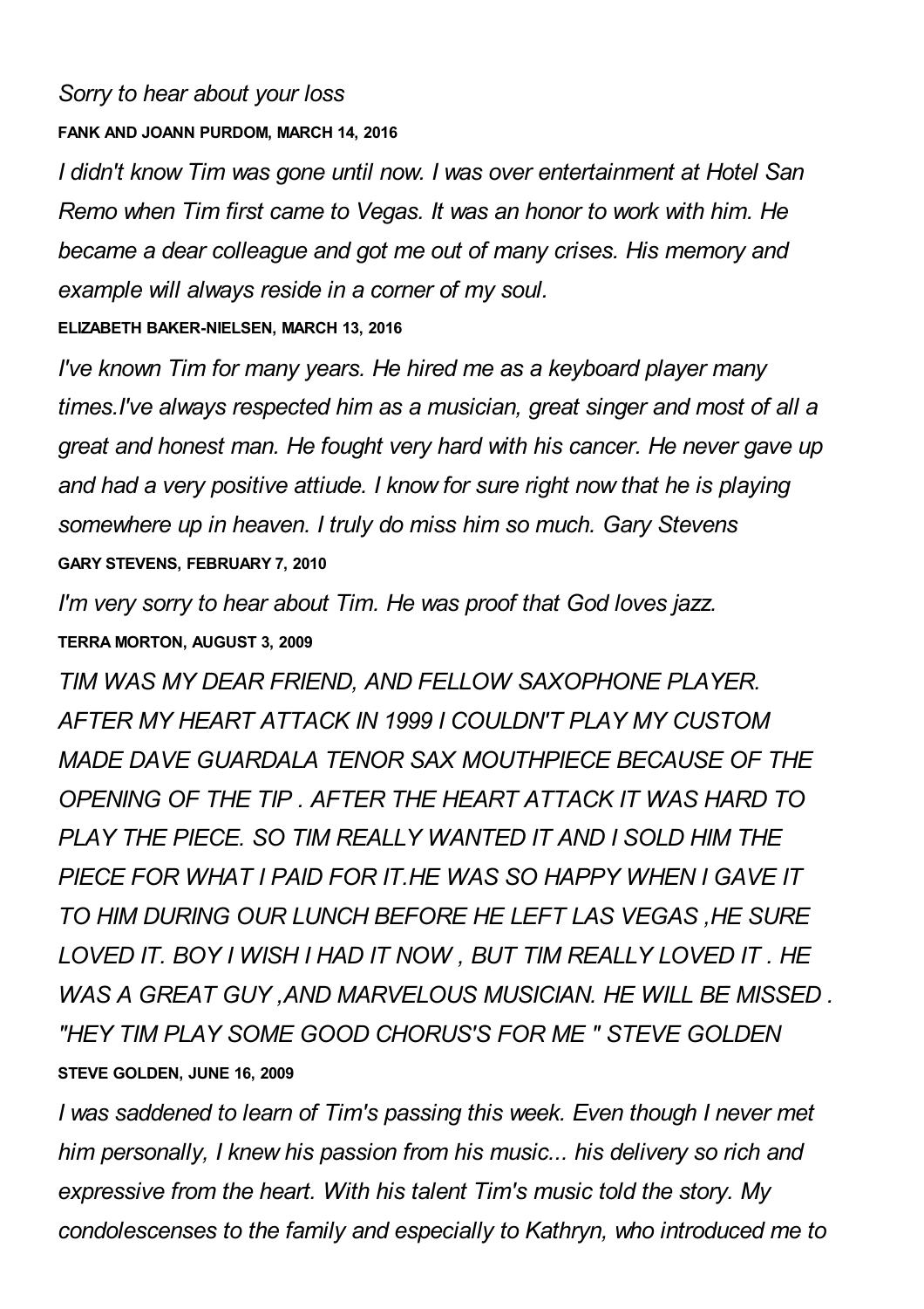*Sorry to hear about your loss*

**FANK AND JOANN PURDOM, MARCH 14, 2016**

*I didn't know Tim was gone until now. I was over entertainment at Hotel San Remo when Tim first came to Vegas. It was an honor to work with him. He became a dear colleague and got me out of many crises. His memory and example will always reside in a corner of my soul.*

**ELIZABETH BAKER-NIELSEN, MARCH 13, 2016**

*I've known Tim for many years. He hired me as a keyboard player many times.I've always respected him as a musician, great singer and most of all a great and honest man. He fought very hard with his cancer. He never gave up and had a very positive attiude. I know for sure right now that he is playing somewhere up in heaven. I truly do miss him so much. Gary Stevens*

**GARY STEVENS, FEBRUARY 7, 2010**

*I'm very sorry to hear about Tim. He was proof that God loves jazz.*

**TERRA MORTON, AUGUST 3, 2009**

*TIM WAS MY DEAR FRIEND, AND FELLOW SAXOPHONE PLAYER. AFTER MY HEART ATTACK IN 1999 I COULDN'T PLAY MY CUSTOM MADE DAVE GUARDALA TENOR SAX MOUTHPIECE BECAUSE OF THE OPENING OF THE TIP . AFTER THE HEART ATTACK IT WAS HARD TO PLAY THE PIECE. SO TIM REALLY WANTED IT AND I SOLD HIM THE PIECE FOR WHAT I PAID FOR IT.HE WAS SO HAPPY WHEN I GAVE IT TO HIM DURING OUR LUNCH BEFORE HE LEFT LAS VEGAS ,HE SURE LOVED IT. BOY I WISH I HAD IT NOW , BUT TIM REALLY LOVED IT . HE WAS A GREAT GUY ,AND MARVELOUS MUSICIAN. HE WILL BE MISSED . "HEY TIM PLAY SOME GOOD CHORUS'S FOR ME " STEVE GOLDEN*

**STEVE GOLDEN, JUNE 16, 2009**

*I was saddened to learn of Tim's passing this week. Even though I never met him personally, I knew his passion from his music... his delivery so rich and expressive from the heart. With his talent Tim's music told the story. My condolescenses to the family and especially to Kathryn, who introduced me to*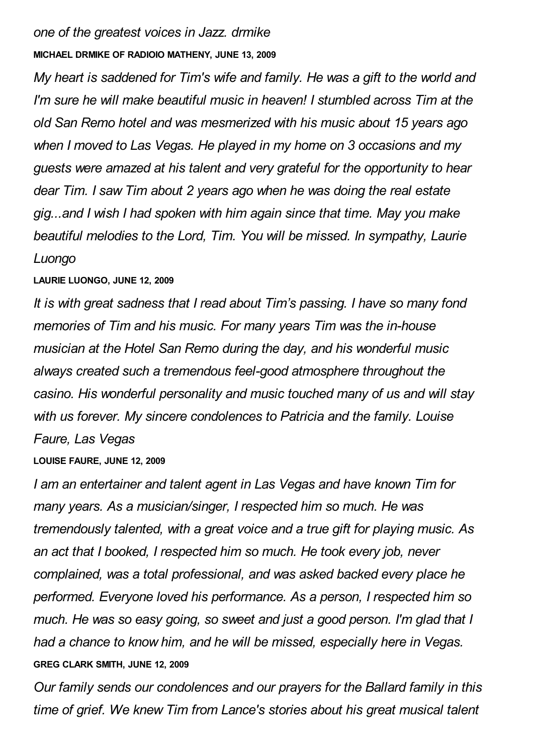*one of the greatest voices in Jazz. drmike*

**MICHAEL DRMIKE OF RADIOIO MATHENY, JUNE 13, 2009**

*My heart is saddened for Tim's wife and family. He was a gift to the world and I'm sure he will make beautiful music in heaven! I stumbled across Tim at the old San Remo hotel and was mesmerized with his music about 15 years ago when I moved to Las Vegas. He played in my home on 3 occasions and my guests were amazed at his talent and very grateful for the opportunity to hear dear Tim. I saw Tim about 2 years ago when he was doing the real estate gig...and I wish I had spoken with him again since that time. May you make beautiful melodies to the Lord, Tim. You will be missed. In sympathy, Laurie Luongo*

**LAURIE LUONGO, JUNE 12, 2009**

*It is with great sadness that I read about Tim's passing. I have so many fond memories of Tim and his music. For many years Tim was the in-house musician at the Hotel San Remo during the day, and his wonderful music always created such a tremendous feel-good atmosphere throughout the casino. His wonderful personality and music touched many of us and will stay with us forever. My sincere condolences to Patricia and the family. Louise Faure, Las Vegas*

**LOUISE FAURE, JUNE 12, 2009**

*I am an entertainer and talent agent in Las Vegas and have known Tim for many years. As a musician/singer, I respected him so much. He was tremendously talented, with a great voice and a true gift for playing music. As an act that I booked, I respected him so much. He took every job, never complained, was a total professional, and was asked backed every place he performed. Everyone loved his performance. As a person, I respected him so much. He was so easy going, so sweet and just a good person. I'm glad that I had a chance to know him, and he will be missed, especially here in Vegas.*

**GREG CLARK SMITH, JUNE 12, 2009**

*Our family sends our condolences and our prayers for the Ballard family in this time of grief. We knew Tim from Lance's stories about his great musical talent*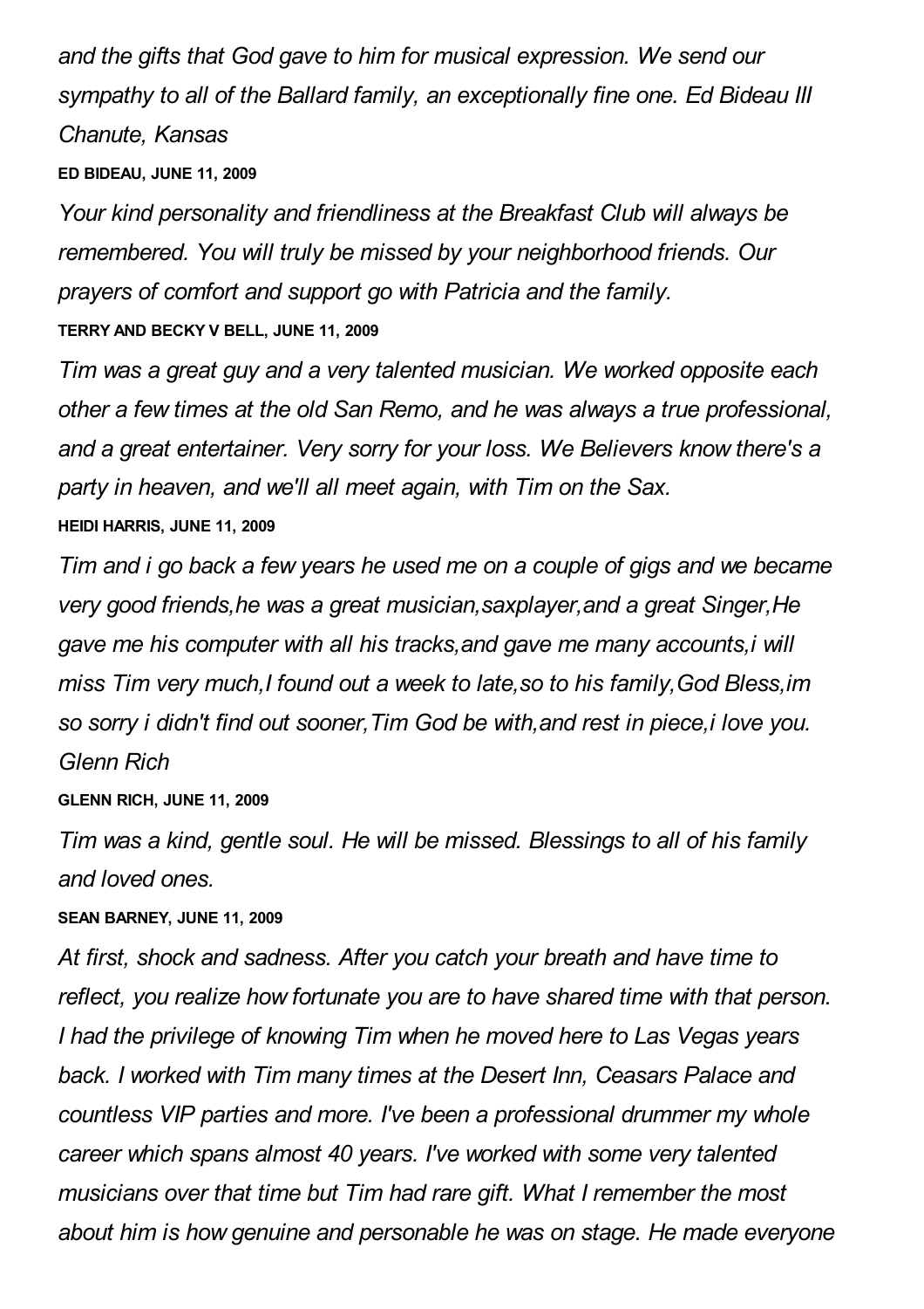*and the gifts that God gave to him for musical expression. We send our sympathy to all of the Ballard family, an exceptionally fine one. Ed Bideau III Chanute, Kansas*

**ED BIDEAU, JUNE 11, 2009**

*Your kind personality and friendliness at the Breakfast Club will always be remembered. You will truly be missed by your neighborhood friends. Our prayers of comfort and support go with Patricia and the family.*

**TERRY AND BECKY V BELL, JUNE 11, 2009**

*Tim was a great guy and a very talented musician. We worked opposite each other a few times at the old San Remo, and he was always a true professional, and a great entertainer. Very sorry for your loss. We Believers know there's a party in heaven, and we'll all meet again, with Tim on the Sax.*

**HEIDI HARRIS, JUNE 11, 2009**

*Tim and i go back a few years he used me on a couple of gigs and we became very good friends,he was a great musician,saxplayer,and a great Singer,He gave me his computer with all his tracks,and gave me many accounts,i will miss Tim very much,I found out a week to late,so to his family,God Bless,im so sorry i didn't find out sooner,Tim God be with,and rest in piece,i love you. Glenn Rich*

**GLENN RICH, JUNE 11, 2009**

*Tim was a kind, gentle soul. He will be missed. Blessings to all of his family and loved ones.*

**SEAN BARNEY, JUNE 11, 2009**

*At first, shock and sadness. After you catch your breath and have time to reflect, you realize how fortunate you are to have shared time with that person. I had the privilege of knowing Tim when he moved here to Las Vegas years back. I worked with Tim many times at the Desert Inn, Ceasars Palace and countless VIP parties and more. I've been a professional drummer my whole career which spans almost 40 years. I've worked with some very talented musicians over that time but Tim had rare gift. What I remember the most about him is how genuine and personable he was on stage. He made everyone*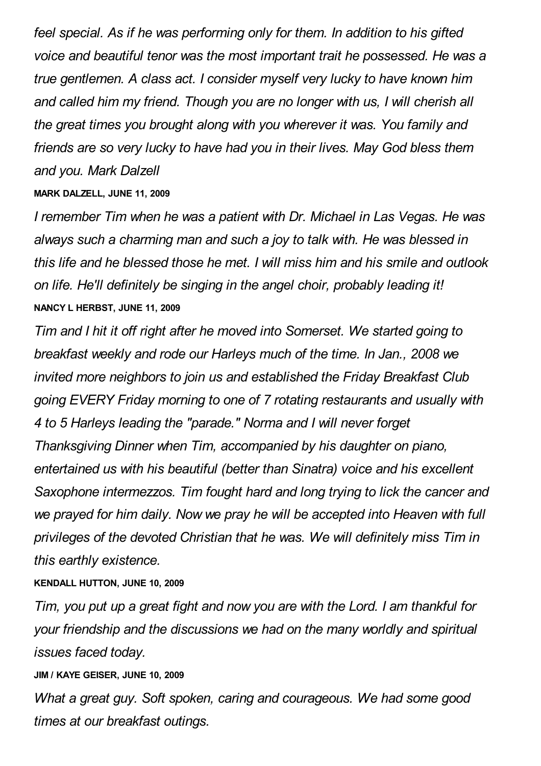*feel special. As if he was performing only for them. In addition to his gifted voice and beautiful tenor was the most important trait he possessed. He was a true gentlemen. A class act. I consider myself very lucky to have known him and called him my friend. Though you are no longer with us, I will cherish all the great times you brought along with you wherever it was. You family and friends are so very lucky to have had you in their lives. May God bless them and you. Mark Dalzell*

**MARK DALZELL, JUNE 11, 2009**

*I remember Tim when he was a patient with Dr. Michael in Las Vegas. He was always such a charming man and such a joy to talk with. He was blessed in this life and he blessed those he met. I will miss him and his smile and outlook on life. He'll definitely be singing in the angel choir, probably leading it!*

**NANCY L HERBST, JUNE 11, 2009**

*Tim and I hit it off right after he moved into Somerset. We started going to breakfast weekly and rode our Harleys much of the time. In Jan., 2008 we invited more neighbors to join us and established the Friday Breakfast Club going EVERY Friday morning to one of 7 rotating restaurants and usually with 4 to 5 Harleys leading the "parade." Norma and I will never forget Thanksgiving Dinner when Tim, accompanied by his daughter on piano, entertained us with his beautiful (better than Sinatra) voice and his excellent Saxophone intermezzos. Tim fought hard and long trying to lick the cancer and we prayed for him daily. Now we pray he will be accepted into Heaven with full privileges of the devoted Christian that he was. We will definitely miss Tim in this earthly existence.*

**KENDALL HUTTON, JUNE 10, 2009**

*Tim, you put up a great fight and now you are with the Lord. I am thankful for your friendship and the discussions we had on the many worldly and spiritual issues faced today.*

**JIM / KAYE GEISER, JUNE 10, 2009**

*What a great guy. Soft spoken, caring and courageous. We had some good times at our breakfast outings.*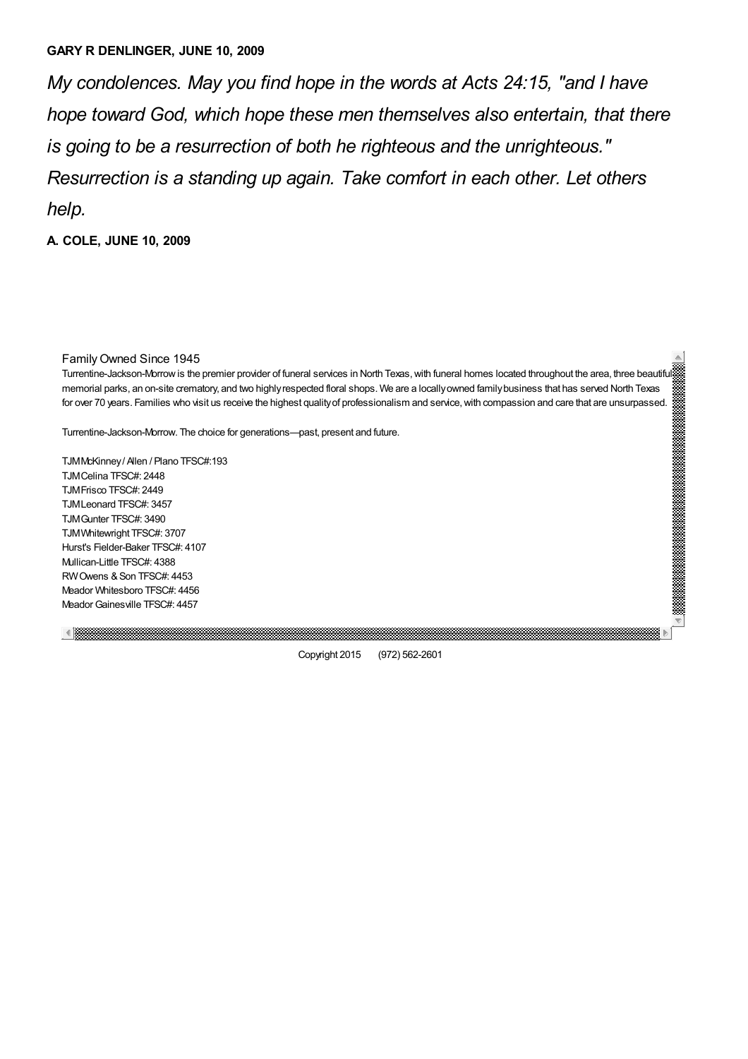**GARY R DENLINGER, JUNE 10, 2009**

*My condolences. May you find hope in the words at Acts 24:15, "and I have hope toward God, which hope these men themselves also entertain, that there is going to be a resurrection of both he righteous and the unrighteous." Resurrection is a standing up again. Take comfort in each other. Let others help.*

**A. COLE, JUNE 10, 2009**

Family Owned Since 1945

Turrentine-Jackson-Morrow is the premier provider of funeral services in North Texas, with funeral homes located throughout the area, three beautiful memorial parks, an on-site crematory, and two highly respected floral shops. We are a locally owned family business that has served North Texas for over 70 years. Families who visit us receive the highest quality of professionalism and service, with compassion and care that are unsurpassed.

Turrentine-Jackson-Morrow. The choice for generations—past, present and future.

TJM McKinney / Allen / Plano TFSC#:193
TJM Celina TFSC#: 2448
TJM Frisco TFSC#: 2449
TJM Leonard TFSC#: 3457
TJM Gunter TFSC#: 3490
TJM Whitewright TFSC#: 3707
Hurst's Fielder-Baker TFSC#: 4107
Mullican-Little TFSC#: 4388
RW Owens & Son TFSC#: 4453
Meador Whitesboro TFSC#: 4456
Meador Gainesville TFSC#: 4457

Copyright 2015 (972) 562-2601